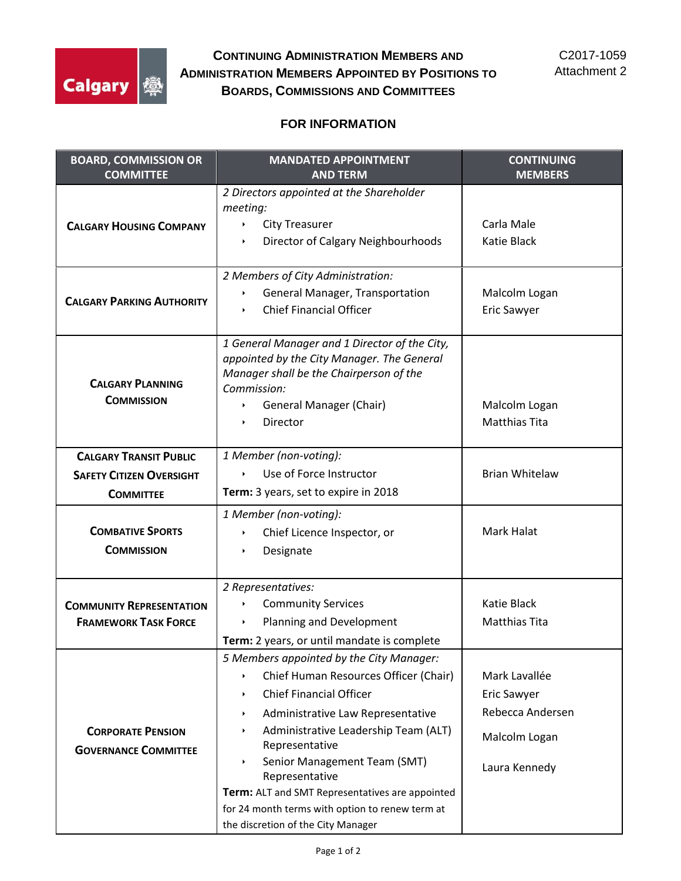C2017-1059
Attachment 2

# Continuing Administration Members and Administration Members Appointed by Positions to Boards, Commissions and Committees

## FOR INFORMATION

| BOARD, COMMISSION OR COMMITTEE | MANDATED APPOINTMENT AND TERM | CONTINUING MEMBERS |
|---|---|---|
| **Calgary Housing Company** | *2 Directors appointed at the Shareholder meeting:*<br>• City Treasurer<br>• Director of Calgary Neighbourhoods | Carla Male<br>Katie Black |
| **Calgary Parking Authority** | *2 Members of City Administration:*<br>• General Manager, Transportation<br>• Chief Financial Officer | Malcolm Logan<br>Eric Sawyer |
| **Calgary Planning Commission** | *1 General Manager and 1 Director of the City, appointed by the City Manager. The General Manager shall be the Chairperson of the Commission:*<br>• General Manager (Chair)<br>• Director | Malcolm Logan<br>Matthias Tita |
| **Calgary Transit Public Safety Citizen Oversight Committee** | *1 Member (non-voting):*<br>• Use of Force Instructor<br>**Term:** 3 years, set to expire in 2018 | Brian Whitelaw |
| **Combative Sports Commission** | *1 Member (non-voting):*<br>• Chief Licence Inspector, or<br>• Designate | Mark Halat |
| **Community Representation Framework Task Force** | *2 Representatives:*<br>• Community Services<br>• Planning and Development<br>**Term:** 2 years, or until mandate is complete | Katie Black<br>Matthias Tita |
| **Corporate Pension Governance Committee** | *5 Members appointed by the City Manager:*<br>• Chief Human Resources Officer (Chair)<br>• Chief Financial Officer<br>• Administrative Law Representative<br>• Administrative Leadership Team (ALT) Representative<br>• Senior Management Team (SMT) Representative<br>**Term:** ALT and SMT Representatives are appointed for 24 month terms with option to renew term at the discretion of the City Manager | Mark Lavallée<br>Eric Sawyer<br>Rebecca Andersen<br>Malcolm Logan<br>Laura Kennedy |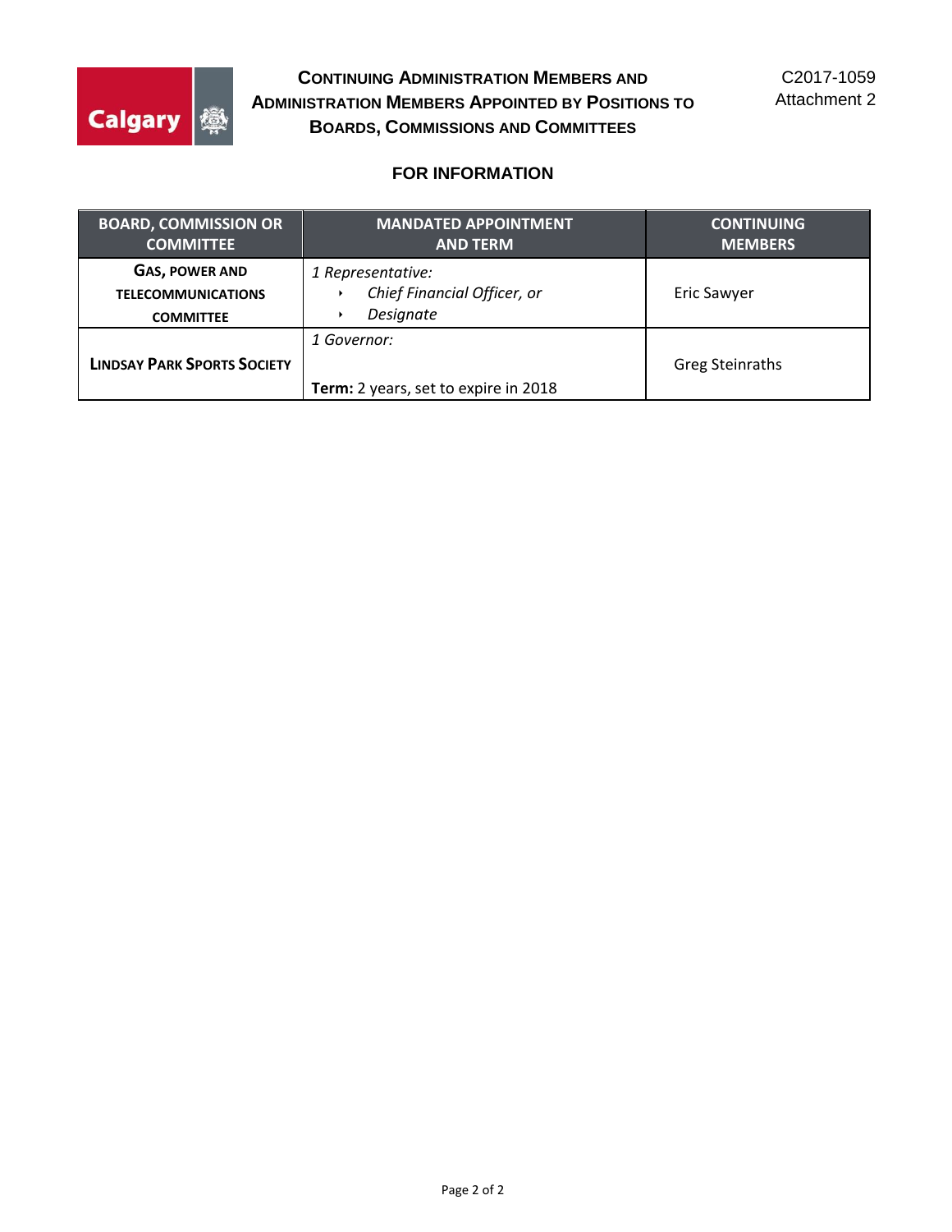# Continuing Administration Members and Administration Members Appointed by Positions to Boards, Commissions and Committees

C2017-1059
Attachment 2

## FOR INFORMATION

| BOARD, COMMISSION OR COMMITTEE | MANDATED APPOINTMENT AND TERM | CONTINUING MEMBERS |
|---|---|---|
| **GAS, POWER AND TELECOMMUNICATIONS COMMITTEE** | *1 Representative:*<br>• *Chief Financial Officer, or*<br>• *Designate* | Eric Sawyer |
| **LINDSAY PARK SPORTS SOCIETY** | *1 Governor:*<br><br>**Term:** 2 years, set to expire in 2018 | Greg Steinraths |